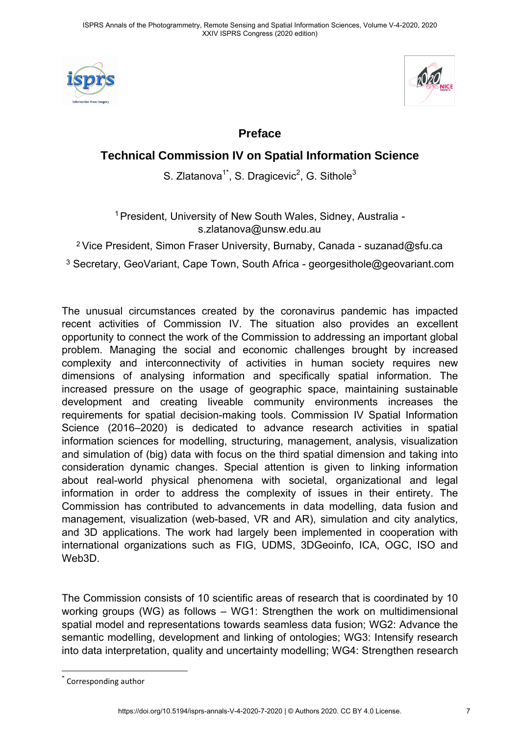# Preface

## Technical Commission IV on Spatial Information Science

S. Zlatanova[1*], S. Dragicevic[2], G. Sithole[3]

[1] President, University of New South Wales, Sidney, Australia - s.zlatanova@unsw.edu.au

[2] Vice President, Simon Fraser University, Burnaby, Canada - suzanad@sfu.ca

[3] Secretary, GeoVariant, Cape Town, South Africa - georgesithole@geovariant.com

The unusual circumstances created by the coronavirus pandemic has impacted recent activities of Commission IV. The situation also provides an excellent opportunity to connect the work of the Commission to addressing an important global problem. Managing the social and economic challenges brought by increased complexity and interconnectivity of activities in human society requires new dimensions of analysing information and specifically spatial information. The increased pressure on the usage of geographic space, maintaining sustainable development and creating liveable community environments increases the requirements for spatial decision-making tools. Commission IV Spatial Information Science (2016–2020) is dedicated to advance research activities in spatial information sciences for modelling, structuring, management, analysis, visualization and simulation of (big) data with focus on the third spatial dimension and taking into consideration dynamic changes. Special attention is given to linking information about real-world physical phenomena with societal, organizational and legal information in order to address the complexity of issues in their entirety. The Commission has contributed to advancements in data modelling, data fusion and management, visualization (web-based, VR and AR), simulation and city analytics, and 3D applications. The work had largely been implemented in cooperation with international organizations such as FIG, UDMS, 3DGeoinfo, ICA, OGC, ISO and Web3D.

The Commission consists of 10 scientific areas of research that is coordinated by 10 working groups (WG) as follows – WG1: Strengthen the work on multidimensional spatial model and representations towards seamless data fusion; WG2: Advance the semantic modelling, development and linking of ontologies; WG3: Intensify research into data interpretation, quality and uncertainty modelling; WG4: Strengthen research

[*] Corresponding author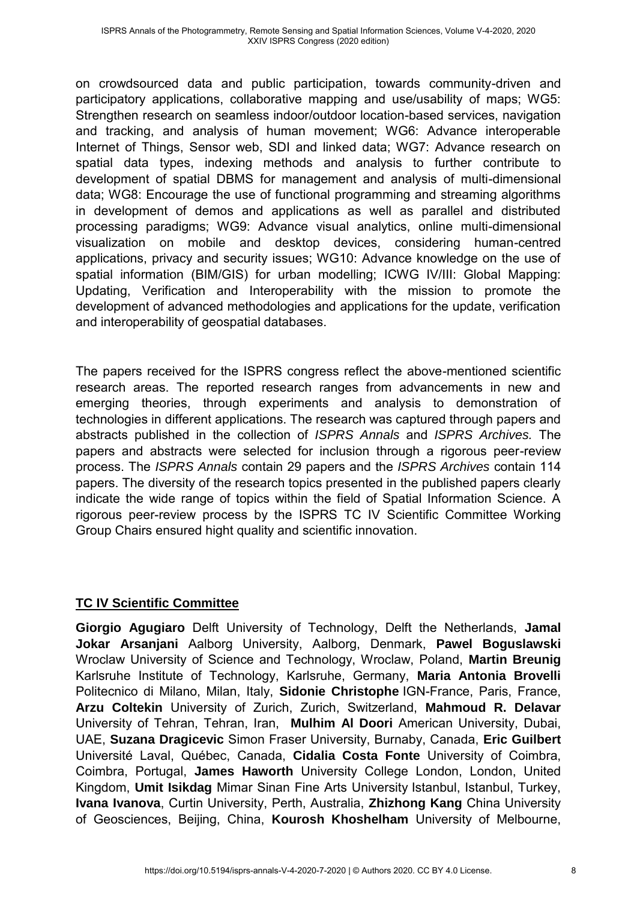on crowdsourced data and public participation, towards community-driven and participatory applications, collaborative mapping and use/usability of maps; WG5: Strengthen research on seamless indoor/outdoor location-based services, navigation and tracking, and analysis of human movement; WG6: Advance interoperable Internet of Things, Sensor web, SDI and linked data; WG7: Advance research on spatial data types, indexing methods and analysis to further contribute to development of spatial DBMS for management and analysis of multi-dimensional data; WG8: Encourage the use of functional programming and streaming algorithms in development of demos and applications as well as parallel and distributed processing paradigms; WG9: Advance visual analytics, online multi-dimensional visualization on mobile and desktop devices, considering human-centred applications, privacy and security issues; WG10: Advance knowledge on the use of spatial information (BIM/GIS) for urban modelling; ICWG IV/III: Global Mapping: Updating, Verification and Interoperability with the mission to promote the development of advanced methodologies and applications for the update, verification and interoperability of geospatial databases.

The papers received for the ISPRS congress reflect the above-mentioned scientific research areas. The reported research ranges from advancements in new and emerging theories, through experiments and analysis to demonstration of technologies in different applications. The research was captured through papers and abstracts published in the collection of *ISPRS Annals* and *ISPRS Archives.* The papers and abstracts were selected for inclusion through a rigorous peer-review process. The *ISPRS Annals* contain 29 papers and the *ISPRS Archives* contain 114 papers. The diversity of the research topics presented in the published papers clearly indicate the wide range of topics within the field of Spatial Information Science. A rigorous peer-review process by the ISPRS TC IV Scientific Committee Working Group Chairs ensured hight quality and scientific innovation.

## TC IV Scientific Committee

**Giorgio Agugiaro** Delft University of Technology, Delft the Netherlands, **Jamal Jokar Arsanjani** Aalborg University, Aalborg, Denmark, **Pawel Boguslawski** Wroclaw University of Science and Technology, Wroclaw, Poland, **Martin Breunig** Karlsruhe Institute of Technology, Karlsruhe, Germany, **Maria Antonia Brovelli** Politecnico di Milano, Milan, Italy, **Sidonie Christophe** IGN-France, Paris, France, **Arzu Coltekin** University of Zurich, Zurich, Switzerland, **Mahmoud R. Delavar** University of Tehran, Tehran, Iran, **Mulhim Al Doori** American University, Dubai, UAE, **Suzana Dragicevic** Simon Fraser University, Burnaby, Canada, **Eric Guilbert** Université Laval, Québec, Canada, **Cidalia Costa Fonte** University of Coimbra, Coimbra, Portugal, **James Haworth** University College London, London, United Kingdom, **Umit Isikdag** Mimar Sinan Fine Arts University Istanbul, Istanbul, Turkey, **Ivana Ivanova**, Curtin University, Perth, Australia, **Zhizhong Kang** China University of Geosciences, Beijing, China, **Kourosh Khoshelham** University of Melbourne,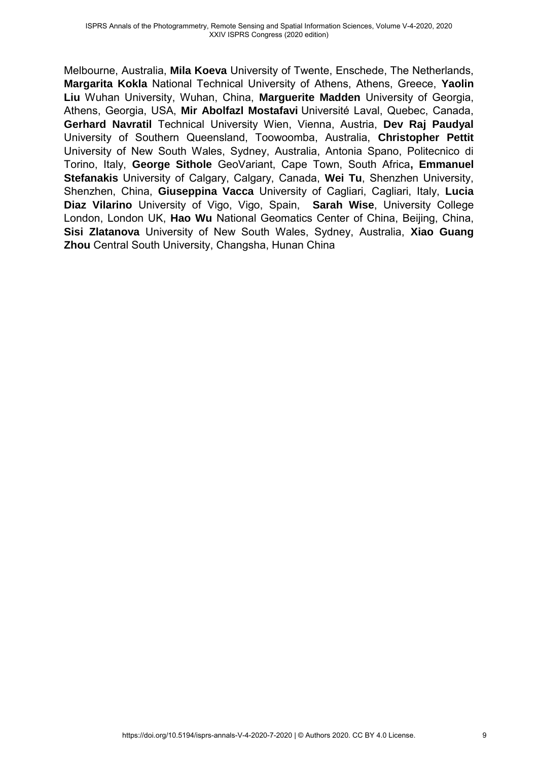Melbourne, Australia, **Mila Koeva** University of Twente, Enschede, The Netherlands, **Margarita Kokla** National Technical University of Athens, Athens, Greece, **Yaolin Liu** Wuhan University, Wuhan, China, **Marguerite Madden** University of Georgia, Athens, Georgia, USA, **Mir Abolfazl Mostafavi** Université Laval, Quebec, Canada, **Gerhard Navratil** Technical University Wien, Vienna, Austria, **Dev Raj Paudyal** University of Southern Queensland, Toowoomba, Australia, **Christopher Pettit** University of New South Wales, Sydney, Australia, Antonia Spano, Politecnico di Torino, Italy, **George Sithole** GeoVariant, Cape Town, South Africa**, Emmanuel Stefanakis** University of Calgary, Calgary, Canada, **Wei Tu**, Shenzhen University, Shenzhen, China, **Giuseppina Vacca** University of Cagliari, Cagliari, Italy, **Lucia Diaz Vilarino** University of Vigo, Vigo, Spain, **Sarah Wise**, University College London, London UK, **Hao Wu** National Geomatics Center of China, Beijing, China, **Sisi Zlatanova** University of New South Wales, Sydney, Australia, **Xiao Guang Zhou** Central South University, Changsha, Hunan China